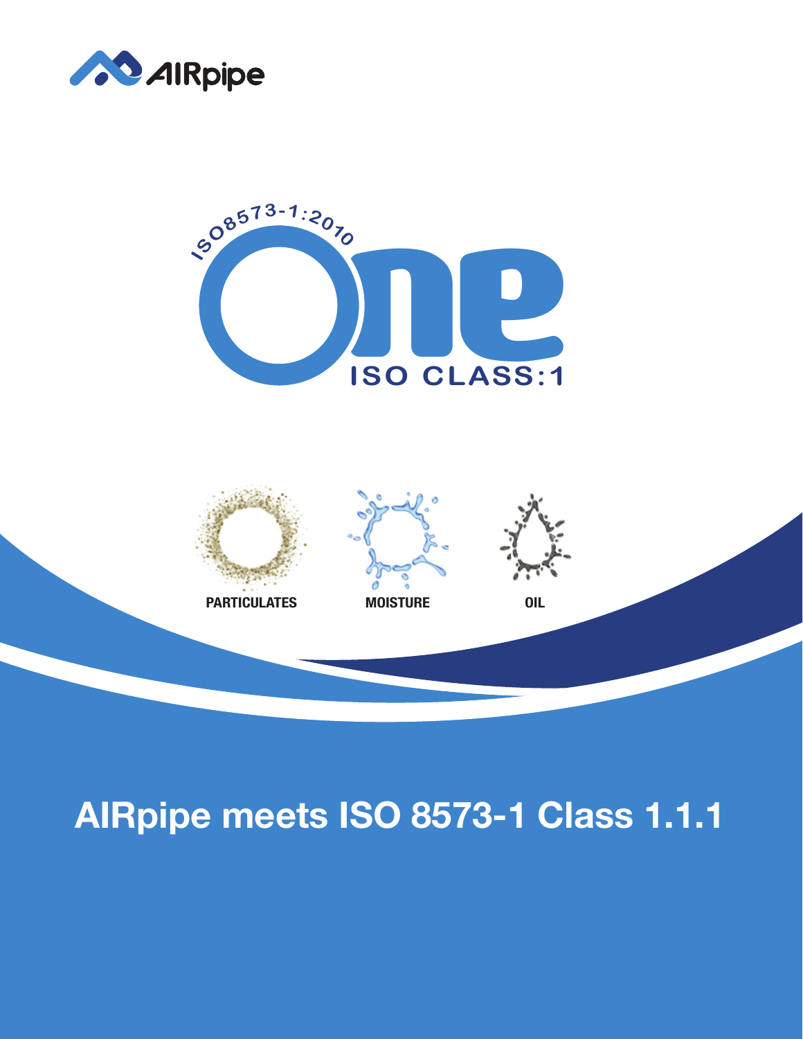AIRpipe

ISO8573-1:2010

One

ISO CLASS:1

PARTICULATES

MOISTURE

OIL

# AIRpipe meets ISO 8573-1 Class 1.1.1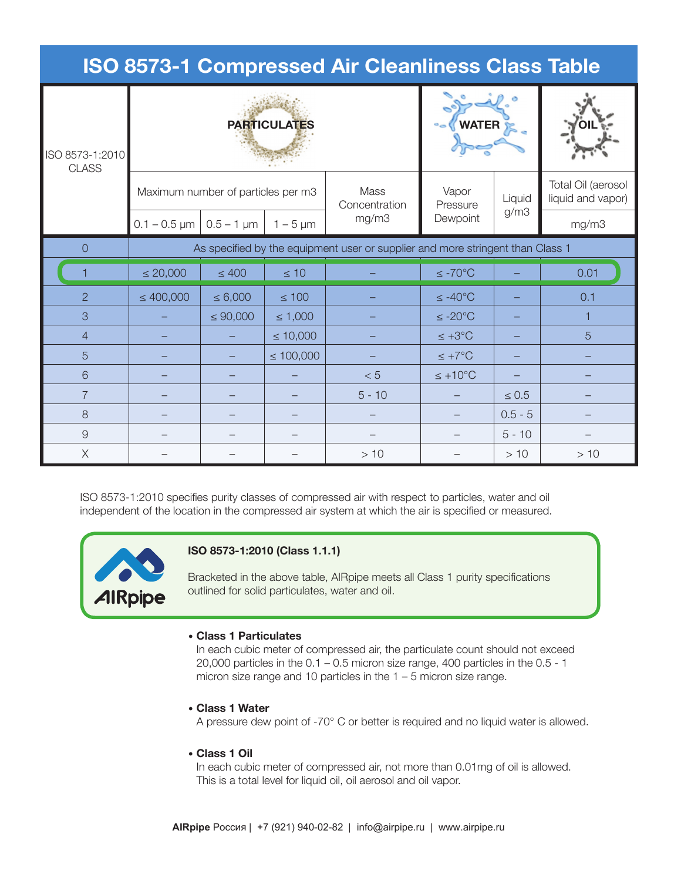# ISO 8573-1 Compressed Air Cleanliness Class Table

| ISO 8573-1:2010 CLASS | PARTICULATES | | | | WATER | | OIL |
|---|---|---|---|---|---|---|---|
| | Maximum number of particles per m3 | | | Mass Concentration mg/m3 | Vapor Pressure Dewpoint | Liquid g/m3 | Total Oil (aerosol liquid and vapor) |
| | 0.1 – 0.5 μm | 0.5 – 1 μm | 1 – 5 μm | | | | mg/m3 |
| 0 | As specified by the equipment user or supplier and more stringent than Class 1 | | | | | | |
| 1 | ≤ 20,000 | ≤ 400 | ≤ 10 | – | ≤ -70°C | – | 0.01 |
| 2 | ≤ 400,000 | ≤ 6,000 | ≤ 100 | – | ≤ -40°C | – | 0.1 |
| 3 | – | ≤ 90,000 | ≤ 1,000 | – | ≤ -20°C | – | 1 |
| 4 | – | – | ≤ 10,000 | – | ≤ +3°C | – | 5 |
| 5 | – | – | ≤ 100,000 | – | ≤ +7°C | – | – |
| 6 | – | – | – | < 5 | ≤ +10°C | – | – |
| 7 | – | – | – | 5 - 10 | – | ≤ 0.5 | – |
| 8 | – | – | – | – | – | 0.5 - 5 | – |
| 9 | – | – | – | – | – | 5 - 10 | – |
| X | – | – | – | > 10 | – | > 10 | > 10 |

ISO 8573-1:2010 specifies purity classes of compressed air with respect to particles, water and oil independent of the location in the compressed air system at which the air is specified or measured.

**ISO 8573-1:2010 (Class 1.1.1)**

Bracketed in the above table, AIRpipe meets all Class 1 purity specifications outlined for solid particulates, water and oil.

- **Class 1 Particulates**
  In each cubic meter of compressed air, the particulate count should not exceed 20,000 particles in the 0.1 – 0.5 micron size range, 400 particles in the 0.5 - 1 micron size range and 10 particles in the 1 – 5 micron size range.

- **Class 1 Water**
  A pressure dew point of -70° C or better is required and no liquid water is allowed.

- **Class 1 Oil**
  In each cubic meter of compressed air, not more than 0.01mg of oil is allowed. This is a total level for liquid oil, oil aerosol and oil vapor.

**AIRpipe** Россия | +7 (921) 940-02-82 | info@airpipe.ru | www.airpipe.ru